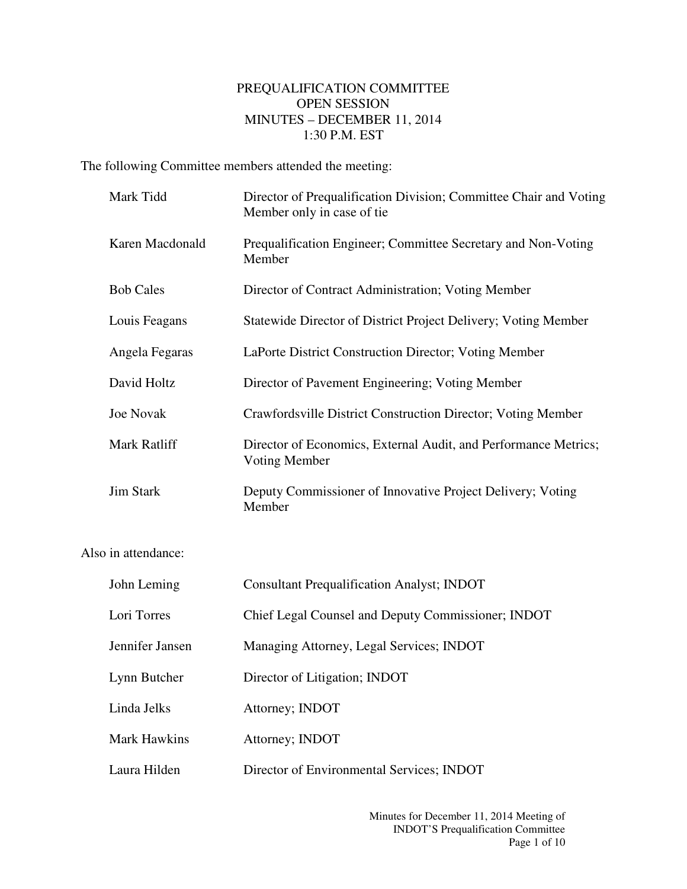# PREQUALIFICATION COMMITTEE
## OPEN SESSION
## MINUTES – DECEMBER 11, 2014
## 1:30 P.M. EST

The following Committee members attended the meeting:

| | |
|---|---|
| Mark Tidd | Director of Prequalification Division; Committee Chair and Voting Member only in case of tie |
| Karen Macdonald | Prequalification Engineer; Committee Secretary and Non-Voting Member |
| Bob Cales | Director of Contract Administration; Voting Member |
| Louis Feagans | Statewide Director of District Project Delivery; Voting Member |
| Angela Fegaras | LaPorte District Construction Director; Voting Member |
| David Holtz | Director of Pavement Engineering; Voting Member |
| Joe Novak | Crawfordsville District Construction Director; Voting Member |
| Mark Ratliff | Director of Economics, External Audit, and Performance Metrics; Voting Member |
| Jim Stark | Deputy Commissioner of Innovative Project Delivery; Voting Member |

Also in attendance:

| | |
|---|---|
| John Leming | Consultant Prequalification Analyst; INDOT |
| Lori Torres | Chief Legal Counsel and Deputy Commissioner; INDOT |
| Jennifer Jansen | Managing Attorney, Legal Services; INDOT |
| Lynn Butcher | Director of Litigation; INDOT |
| Linda Jelks | Attorney; INDOT |
| Mark Hawkins | Attorney; INDOT |
| Laura Hilden | Director of Environmental Services; INDOT |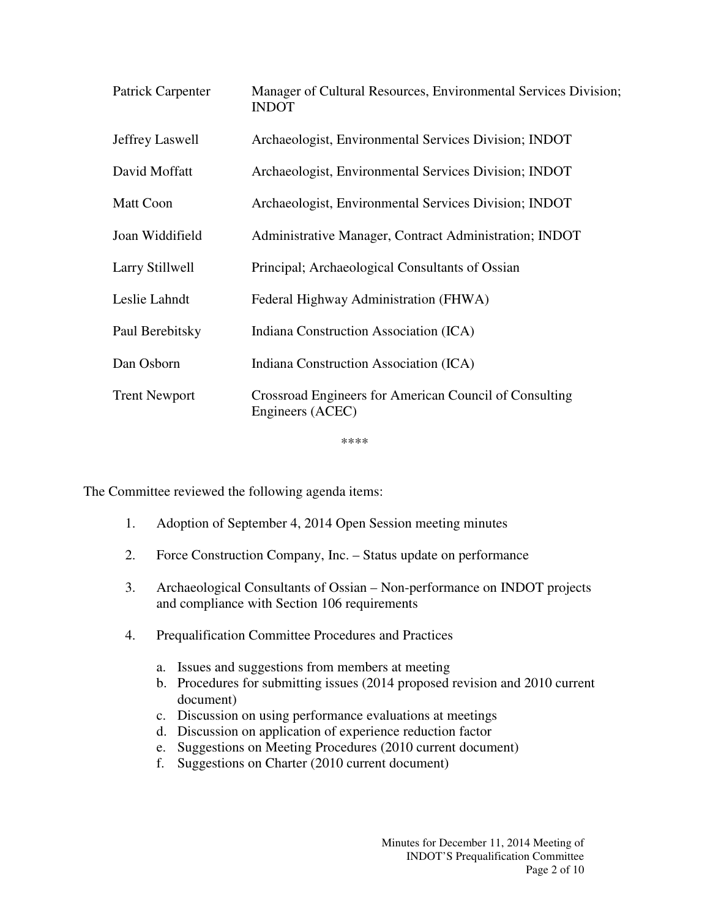| | |
|---|---|
| Patrick Carpenter | Manager of Cultural Resources, Environmental Services Division; INDOT |
| Jeffrey Laswell | Archaeologist, Environmental Services Division; INDOT |
| David Moffatt | Archaeologist, Environmental Services Division; INDOT |
| Matt Coon | Archaeologist, Environmental Services Division; INDOT |
| Joan Widdifield | Administrative Manager, Contract Administration; INDOT |
| Larry Stillwell | Principal; Archaeological Consultants of Ossian |
| Leslie Lahndt | Federal Highway Administration (FHWA) |
| Paul Berebitsky | Indiana Construction Association (ICA) |
| Dan Osborn | Indiana Construction Association (ICA) |
| Trent Newport | Crossroad Engineers for American Council of Consulting Engineers (ACEC) |

****

The Committee reviewed the following agenda items:

1. Adoption of September 4, 2014 Open Session meeting minutes
2. Force Construction Company, Inc. – Status update on performance
3. Archaeological Consultants of Ossian – Non-performance on INDOT projects and compliance with Section 106 requirements
4. Prequalification Committee Procedures and Practices
   a. Issues and suggestions from members at meeting
   b. Procedures for submitting issues (2014 proposed revision and 2010 current document)
   c. Discussion on using performance evaluations at meetings
   d. Discussion on application of experience reduction factor
   e. Suggestions on Meeting Procedures (2010 current document)
   f. Suggestions on Charter (2010 current document)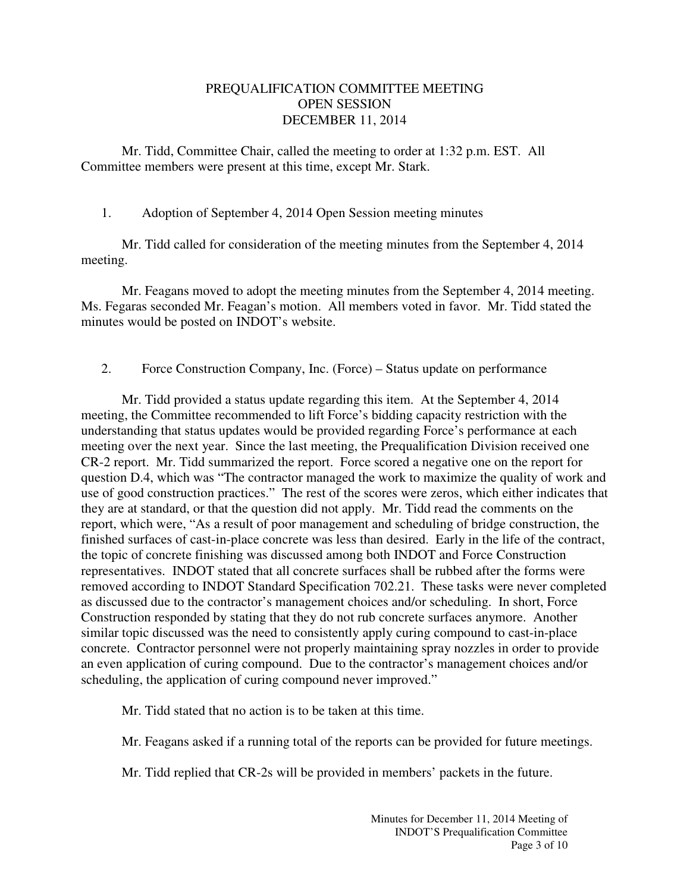# PREQUALIFICATION COMMITTEE MEETING
## OPEN SESSION
## DECEMBER 11, 2014

Mr. Tidd, Committee Chair, called the meeting to order at 1:32 p.m. EST. All Committee members were present at this time, except Mr. Stark.

1. Adoption of September 4, 2014 Open Session meeting minutes

Mr. Tidd called for consideration of the meeting minutes from the September 4, 2014 meeting.

Mr. Feagans moved to adopt the meeting minutes from the September 4, 2014 meeting. Ms. Fegaras seconded Mr. Feagan's motion. All members voted in favor. Mr. Tidd stated the minutes would be posted on INDOT's website.

2. Force Construction Company, Inc. (Force) – Status update on performance

Mr. Tidd provided a status update regarding this item. At the September 4, 2014 meeting, the Committee recommended to lift Force's bidding capacity restriction with the understanding that status updates would be provided regarding Force's performance at each meeting over the next year. Since the last meeting, the Prequalification Division received one CR-2 report. Mr. Tidd summarized the report. Force scored a negative one on the report for question D.4, which was "The contractor managed the work to maximize the quality of work and use of good construction practices." The rest of the scores were zeros, which either indicates that they are at standard, or that the question did not apply. Mr. Tidd read the comments on the report, which were, "As a result of poor management and scheduling of bridge construction, the finished surfaces of cast-in-place concrete was less than desired. Early in the life of the contract, the topic of concrete finishing was discussed among both INDOT and Force Construction representatives. INDOT stated that all concrete surfaces shall be rubbed after the forms were removed according to INDOT Standard Specification 702.21. These tasks were never completed as discussed due to the contractor's management choices and/or scheduling. In short, Force Construction responded by stating that they do not rub concrete surfaces anymore. Another similar topic discussed was the need to consistently apply curing compound to cast-in-place concrete. Contractor personnel were not properly maintaining spray nozzles in order to provide an even application of curing compound. Due to the contractor's management choices and/or scheduling, the application of curing compound never improved."

Mr. Tidd stated that no action is to be taken at this time.

Mr. Feagans asked if a running total of the reports can be provided for future meetings.

Mr. Tidd replied that CR-2s will be provided in members' packets in the future.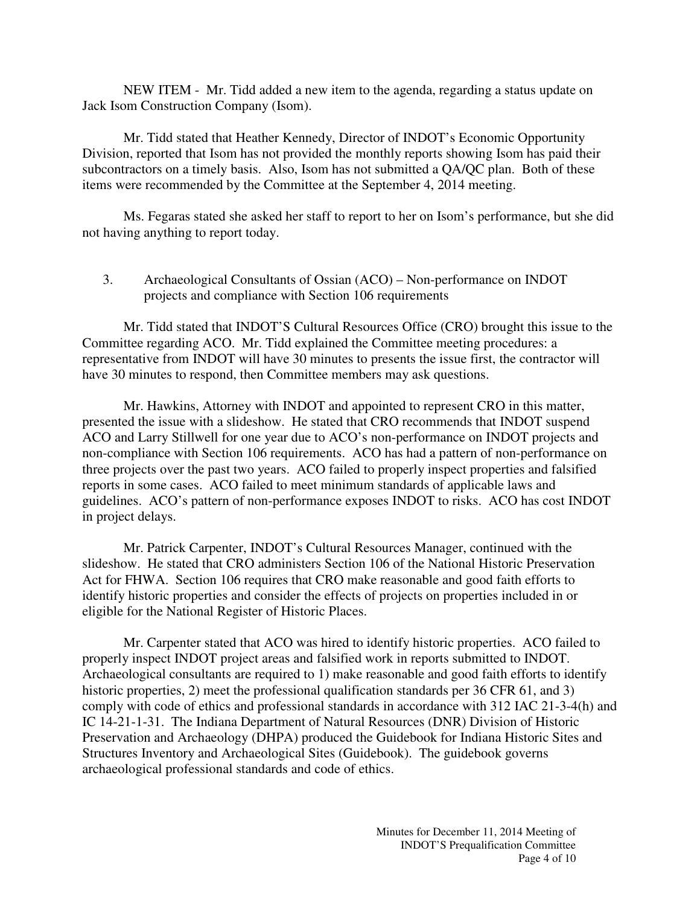NEW ITEM - Mr. Tidd added a new item to the agenda, regarding a status update on Jack Isom Construction Company (Isom).

Mr. Tidd stated that Heather Kennedy, Director of INDOT's Economic Opportunity Division, reported that Isom has not provided the monthly reports showing Isom has paid their subcontractors on a timely basis. Also, Isom has not submitted a QA/QC plan. Both of these items were recommended by the Committee at the September 4, 2014 meeting.

Ms. Fegaras stated she asked her staff to report to her on Isom's performance, but she did not having anything to report today.

3. Archaeological Consultants of Ossian (ACO) – Non-performance on INDOT projects and compliance with Section 106 requirements

Mr. Tidd stated that INDOT'S Cultural Resources Office (CRO) brought this issue to the Committee regarding ACO. Mr. Tidd explained the Committee meeting procedures: a representative from INDOT will have 30 minutes to presents the issue first, the contractor will have 30 minutes to respond, then Committee members may ask questions.

Mr. Hawkins, Attorney with INDOT and appointed to represent CRO in this matter, presented the issue with a slideshow. He stated that CRO recommends that INDOT suspend ACO and Larry Stillwell for one year due to ACO's non-performance on INDOT projects and non-compliance with Section 106 requirements. ACO has had a pattern of non-performance on three projects over the past two years. ACO failed to properly inspect properties and falsified reports in some cases. ACO failed to meet minimum standards of applicable laws and guidelines. ACO's pattern of non-performance exposes INDOT to risks. ACO has cost INDOT in project delays.

Mr. Patrick Carpenter, INDOT's Cultural Resources Manager, continued with the slideshow. He stated that CRO administers Section 106 of the National Historic Preservation Act for FHWA. Section 106 requires that CRO make reasonable and good faith efforts to identify historic properties and consider the effects of projects on properties included in or eligible for the National Register of Historic Places.

Mr. Carpenter stated that ACO was hired to identify historic properties. ACO failed to properly inspect INDOT project areas and falsified work in reports submitted to INDOT. Archaeological consultants are required to 1) make reasonable and good faith efforts to identify historic properties, 2) meet the professional qualification standards per 36 CFR 61, and 3) comply with code of ethics and professional standards in accordance with 312 IAC 21-3-4(h) and IC 14-21-1-31. The Indiana Department of Natural Resources (DNR) Division of Historic Preservation and Archaeology (DHPA) produced the Guidebook for Indiana Historic Sites and Structures Inventory and Archaeological Sites (Guidebook). The guidebook governs archaeological professional standards and code of ethics.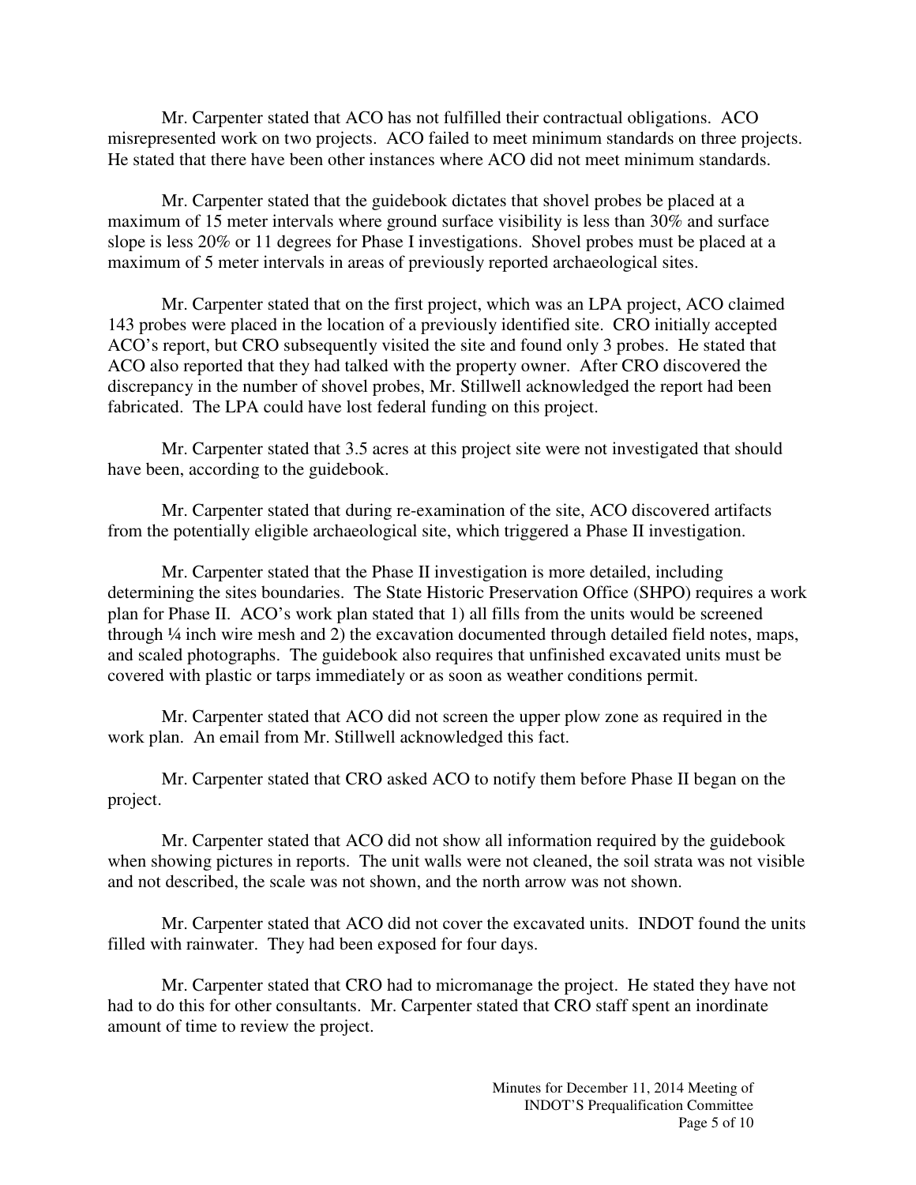Mr. Carpenter stated that ACO has not fulfilled their contractual obligations. ACO misrepresented work on two projects. ACO failed to meet minimum standards on three projects. He stated that there have been other instances where ACO did not meet minimum standards.

Mr. Carpenter stated that the guidebook dictates that shovel probes be placed at a maximum of 15 meter intervals where ground surface visibility is less than 30% and surface slope is less 20% or 11 degrees for Phase I investigations. Shovel probes must be placed at a maximum of 5 meter intervals in areas of previously reported archaeological sites.

Mr. Carpenter stated that on the first project, which was an LPA project, ACO claimed 143 probes were placed in the location of a previously identified site. CRO initially accepted ACO's report, but CRO subsequently visited the site and found only 3 probes. He stated that ACO also reported that they had talked with the property owner. After CRO discovered the discrepancy in the number of shovel probes, Mr. Stillwell acknowledged the report had been fabricated. The LPA could have lost federal funding on this project.

Mr. Carpenter stated that 3.5 acres at this project site were not investigated that should have been, according to the guidebook.

Mr. Carpenter stated that during re-examination of the site, ACO discovered artifacts from the potentially eligible archaeological site, which triggered a Phase II investigation.

Mr. Carpenter stated that the Phase II investigation is more detailed, including determining the sites boundaries. The State Historic Preservation Office (SHPO) requires a work plan for Phase II. ACO's work plan stated that 1) all fills from the units would be screened through ¼ inch wire mesh and 2) the excavation documented through detailed field notes, maps, and scaled photographs. The guidebook also requires that unfinished excavated units must be covered with plastic or tarps immediately or as soon as weather conditions permit.

Mr. Carpenter stated that ACO did not screen the upper plow zone as required in the work plan. An email from Mr. Stillwell acknowledged this fact.

Mr. Carpenter stated that CRO asked ACO to notify them before Phase II began on the project.

Mr. Carpenter stated that ACO did not show all information required by the guidebook when showing pictures in reports. The unit walls were not cleaned, the soil strata was not visible and not described, the scale was not shown, and the north arrow was not shown.

Mr. Carpenter stated that ACO did not cover the excavated units. INDOT found the units filled with rainwater. They had been exposed for four days.

Mr. Carpenter stated that CRO had to micromanage the project. He stated they have not had to do this for other consultants. Mr. Carpenter stated that CRO staff spent an inordinate amount of time to review the project.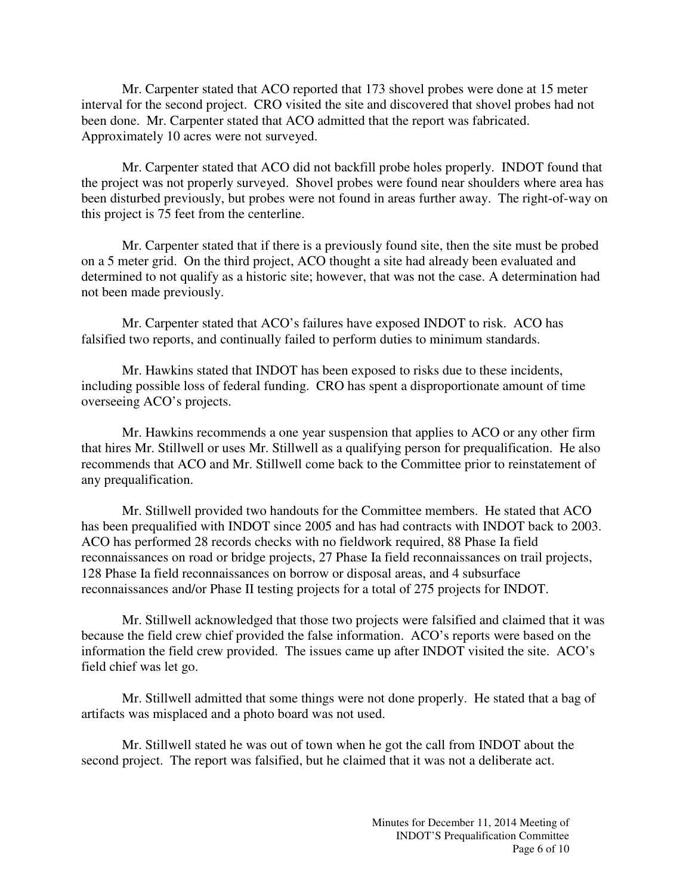Mr. Carpenter stated that ACO reported that 173 shovel probes were done at 15 meter interval for the second project. CRO visited the site and discovered that shovel probes had not been done. Mr. Carpenter stated that ACO admitted that the report was fabricated. Approximately 10 acres were not surveyed.

Mr. Carpenter stated that ACO did not backfill probe holes properly. INDOT found that the project was not properly surveyed. Shovel probes were found near shoulders where area has been disturbed previously, but probes were not found in areas further away. The right-of-way on this project is 75 feet from the centerline.

Mr. Carpenter stated that if there is a previously found site, then the site must be probed on a 5 meter grid. On the third project, ACO thought a site had already been evaluated and determined to not qualify as a historic site; however, that was not the case. A determination had not been made previously.

Mr. Carpenter stated that ACO's failures have exposed INDOT to risk. ACO has falsified two reports, and continually failed to perform duties to minimum standards.

Mr. Hawkins stated that INDOT has been exposed to risks due to these incidents, including possible loss of federal funding. CRO has spent a disproportionate amount of time overseeing ACO's projects.

Mr. Hawkins recommends a one year suspension that applies to ACO or any other firm that hires Mr. Stillwell or uses Mr. Stillwell as a qualifying person for prequalification. He also recommends that ACO and Mr. Stillwell come back to the Committee prior to reinstatement of any prequalification.

Mr. Stillwell provided two handouts for the Committee members. He stated that ACO has been prequalified with INDOT since 2005 and has had contracts with INDOT back to 2003. ACO has performed 28 records checks with no fieldwork required, 88 Phase Ia field reconnaissances on road or bridge projects, 27 Phase Ia field reconnaissances on trail projects, 128 Phase Ia field reconnaissances on borrow or disposal areas, and 4 subsurface reconnaissances and/or Phase II testing projects for a total of 275 projects for INDOT.

Mr. Stillwell acknowledged that those two projects were falsified and claimed that it was because the field crew chief provided the false information. ACO's reports were based on the information the field crew provided. The issues came up after INDOT visited the site. ACO's field chief was let go.

Mr. Stillwell admitted that some things were not done properly. He stated that a bag of artifacts was misplaced and a photo board was not used.

Mr. Stillwell stated he was out of town when he got the call from INDOT about the second project. The report was falsified, but he claimed that it was not a deliberate act.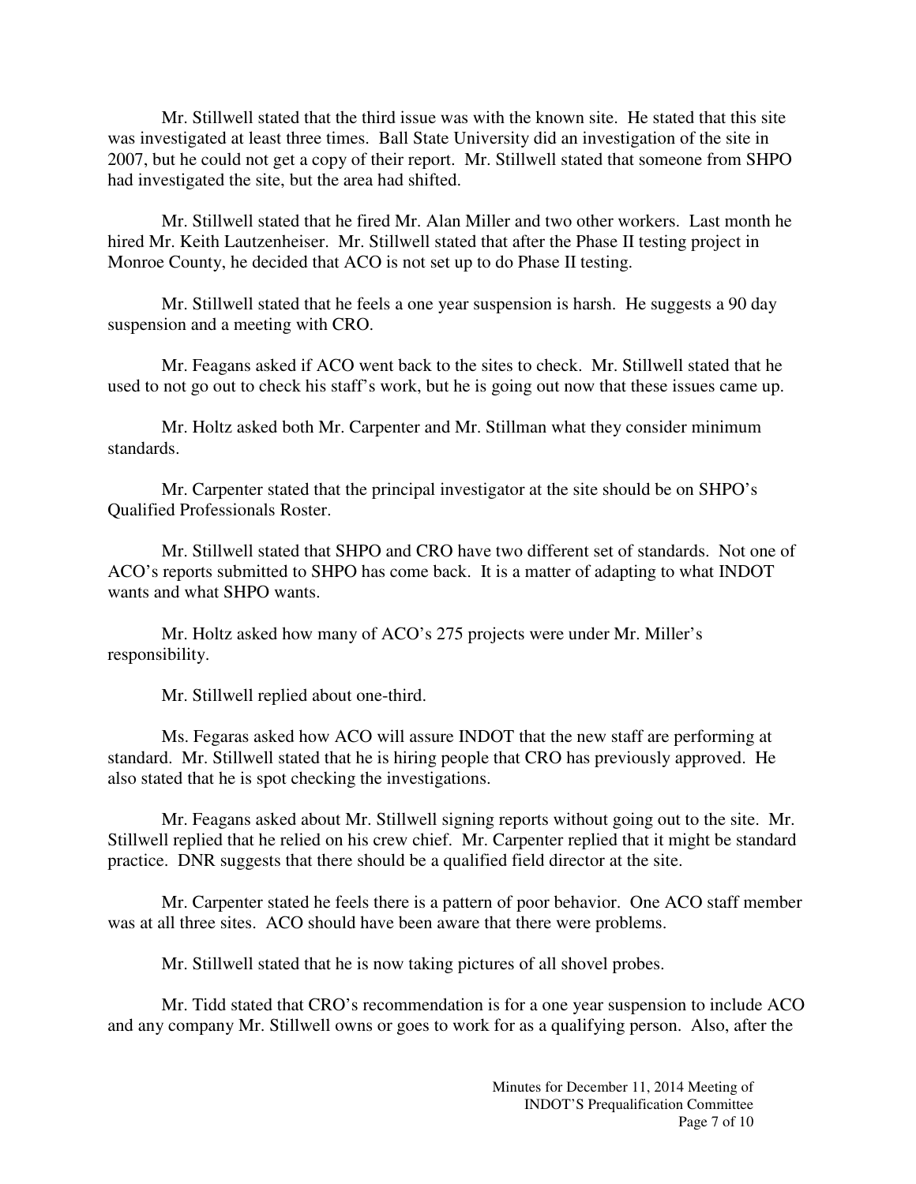Mr. Stillwell stated that the third issue was with the known site. He stated that this site was investigated at least three times. Ball State University did an investigation of the site in 2007, but he could not get a copy of their report. Mr. Stillwell stated that someone from SHPO had investigated the site, but the area had shifted.

Mr. Stillwell stated that he fired Mr. Alan Miller and two other workers. Last month he hired Mr. Keith Lautzenheiser. Mr. Stillwell stated that after the Phase II testing project in Monroe County, he decided that ACO is not set up to do Phase II testing.

Mr. Stillwell stated that he feels a one year suspension is harsh. He suggests a 90 day suspension and a meeting with CRO.

Mr. Feagans asked if ACO went back to the sites to check. Mr. Stillwell stated that he used to not go out to check his staff's work, but he is going out now that these issues came up.

Mr. Holtz asked both Mr. Carpenter and Mr. Stillman what they consider minimum standards.

Mr. Carpenter stated that the principal investigator at the site should be on SHPO's Qualified Professionals Roster.

Mr. Stillwell stated that SHPO and CRO have two different set of standards. Not one of ACO's reports submitted to SHPO has come back. It is a matter of adapting to what INDOT wants and what SHPO wants.

Mr. Holtz asked how many of ACO's 275 projects were under Mr. Miller's responsibility.

Mr. Stillwell replied about one-third.

Ms. Fegaras asked how ACO will assure INDOT that the new staff are performing at standard. Mr. Stillwell stated that he is hiring people that CRO has previously approved. He also stated that he is spot checking the investigations.

Mr. Feagans asked about Mr. Stillwell signing reports without going out to the site. Mr. Stillwell replied that he relied on his crew chief. Mr. Carpenter replied that it might be standard practice. DNR suggests that there should be a qualified field director at the site.

Mr. Carpenter stated he feels there is a pattern of poor behavior. One ACO staff member was at all three sites. ACO should have been aware that there were problems.

Mr. Stillwell stated that he is now taking pictures of all shovel probes.

Mr. Tidd stated that CRO's recommendation is for a one year suspension to include ACO and any company Mr. Stillwell owns or goes to work for as a qualifying person. Also, after the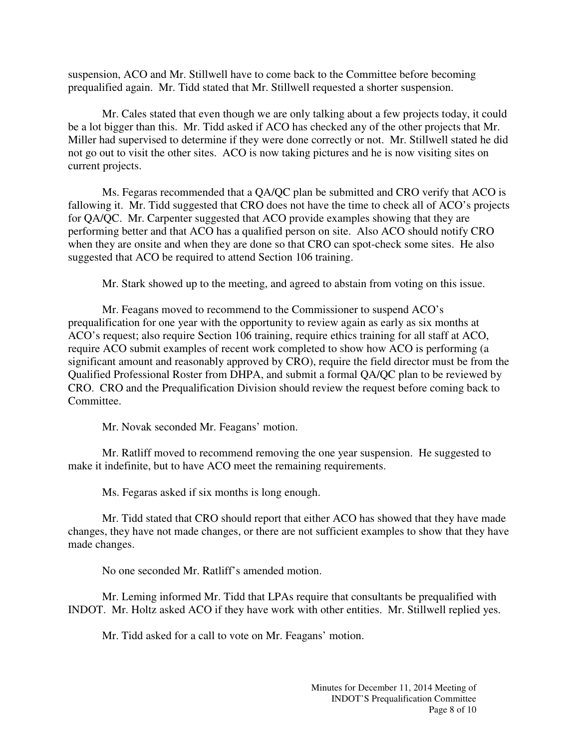suspension, ACO and Mr. Stillwell have to come back to the Committee before becoming prequalified again. Mr. Tidd stated that Mr. Stillwell requested a shorter suspension.

Mr. Cales stated that even though we are only talking about a few projects today, it could be a lot bigger than this. Mr. Tidd asked if ACO has checked any of the other projects that Mr. Miller had supervised to determine if they were done correctly or not. Mr. Stillwell stated he did not go out to visit the other sites. ACO is now taking pictures and he is now visiting sites on current projects.

Ms. Fegaras recommended that a QA/QC plan be submitted and CRO verify that ACO is fallowing it. Mr. Tidd suggested that CRO does not have the time to check all of ACO's projects for QA/QC. Mr. Carpenter suggested that ACO provide examples showing that they are performing better and that ACO has a qualified person on site. Also ACO should notify CRO when they are onsite and when they are done so that CRO can spot-check some sites. He also suggested that ACO be required to attend Section 106 training.

Mr. Stark showed up to the meeting, and agreed to abstain from voting on this issue.

Mr. Feagans moved to recommend to the Commissioner to suspend ACO's prequalification for one year with the opportunity to review again as early as six months at ACO's request; also require Section 106 training, require ethics training for all staff at ACO, require ACO submit examples of recent work completed to show how ACO is performing (a significant amount and reasonably approved by CRO), require the field director must be from the Qualified Professional Roster from DHPA, and submit a formal QA/QC plan to be reviewed by CRO. CRO and the Prequalification Division should review the request before coming back to Committee.

Mr. Novak seconded Mr. Feagans' motion.

Mr. Ratliff moved to recommend removing the one year suspension. He suggested to make it indefinite, but to have ACO meet the remaining requirements.

Ms. Fegaras asked if six months is long enough.

Mr. Tidd stated that CRO should report that either ACO has showed that they have made changes, they have not made changes, or there are not sufficient examples to show that they have made changes.

No one seconded Mr. Ratliff's amended motion.

Mr. Leming informed Mr. Tidd that LPAs require that consultants be prequalified with INDOT. Mr. Holtz asked ACO if they have work with other entities. Mr. Stillwell replied yes.

Mr. Tidd asked for a call to vote on Mr. Feagans' motion.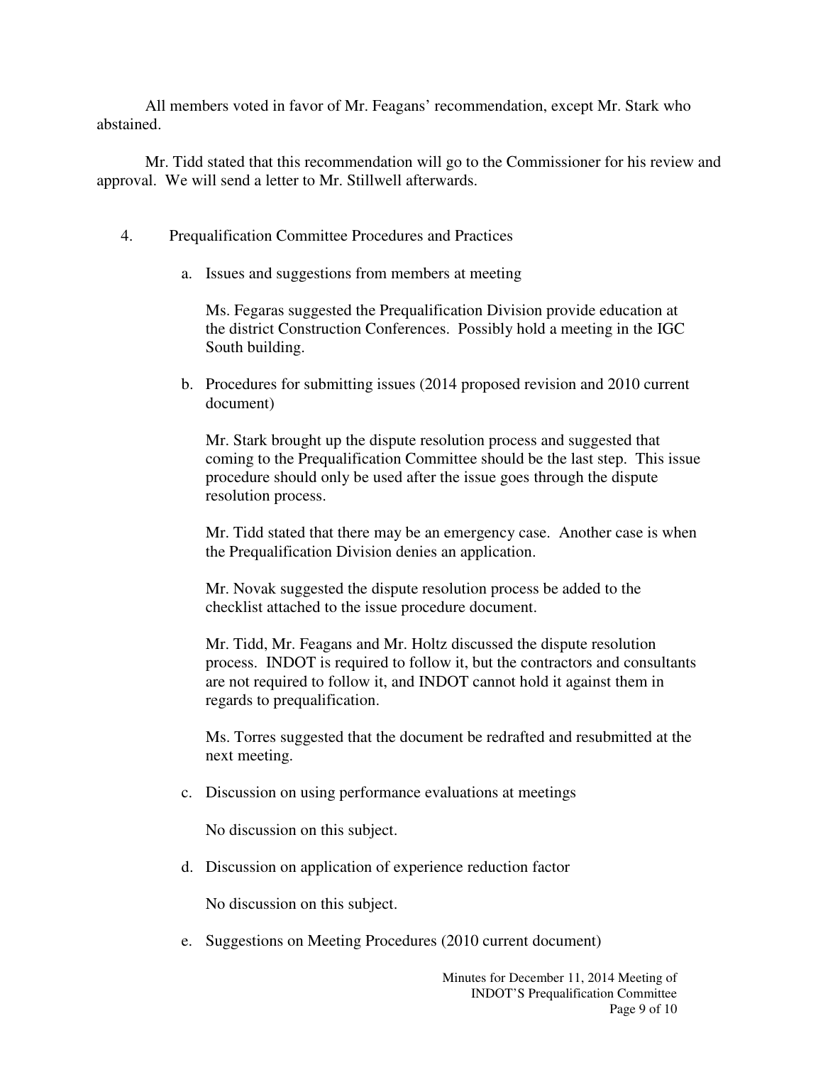All members voted in favor of Mr. Feagans' recommendation, except Mr. Stark who abstained.

Mr. Tidd stated that this recommendation will go to the Commissioner for his review and approval. We will send a letter to Mr. Stillwell afterwards.

4. Prequalification Committee Procedures and Practices

   a. Issues and suggestions from members at meeting

      Ms. Fegaras suggested the Prequalification Division provide education at the district Construction Conferences. Possibly hold a meeting in the IGC South building.

   b. Procedures for submitting issues (2014 proposed revision and 2010 current document)

      Mr. Stark brought up the dispute resolution process and suggested that coming to the Prequalification Committee should be the last step. This issue procedure should only be used after the issue goes through the dispute resolution process.

      Mr. Tidd stated that there may be an emergency case. Another case is when the Prequalification Division denies an application.

      Mr. Novak suggested the dispute resolution process be added to the checklist attached to the issue procedure document.

      Mr. Tidd, Mr. Feagans and Mr. Holtz discussed the dispute resolution process. INDOT is required to follow it, but the contractors and consultants are not required to follow it, and INDOT cannot hold it against them in regards to prequalification.

      Ms. Torres suggested that the document be redrafted and resubmitted at the next meeting.

   c. Discussion on using performance evaluations at meetings

      No discussion on this subject.

   d. Discussion on application of experience reduction factor

      No discussion on this subject.

   e. Suggestions on Meeting Procedures (2010 current document)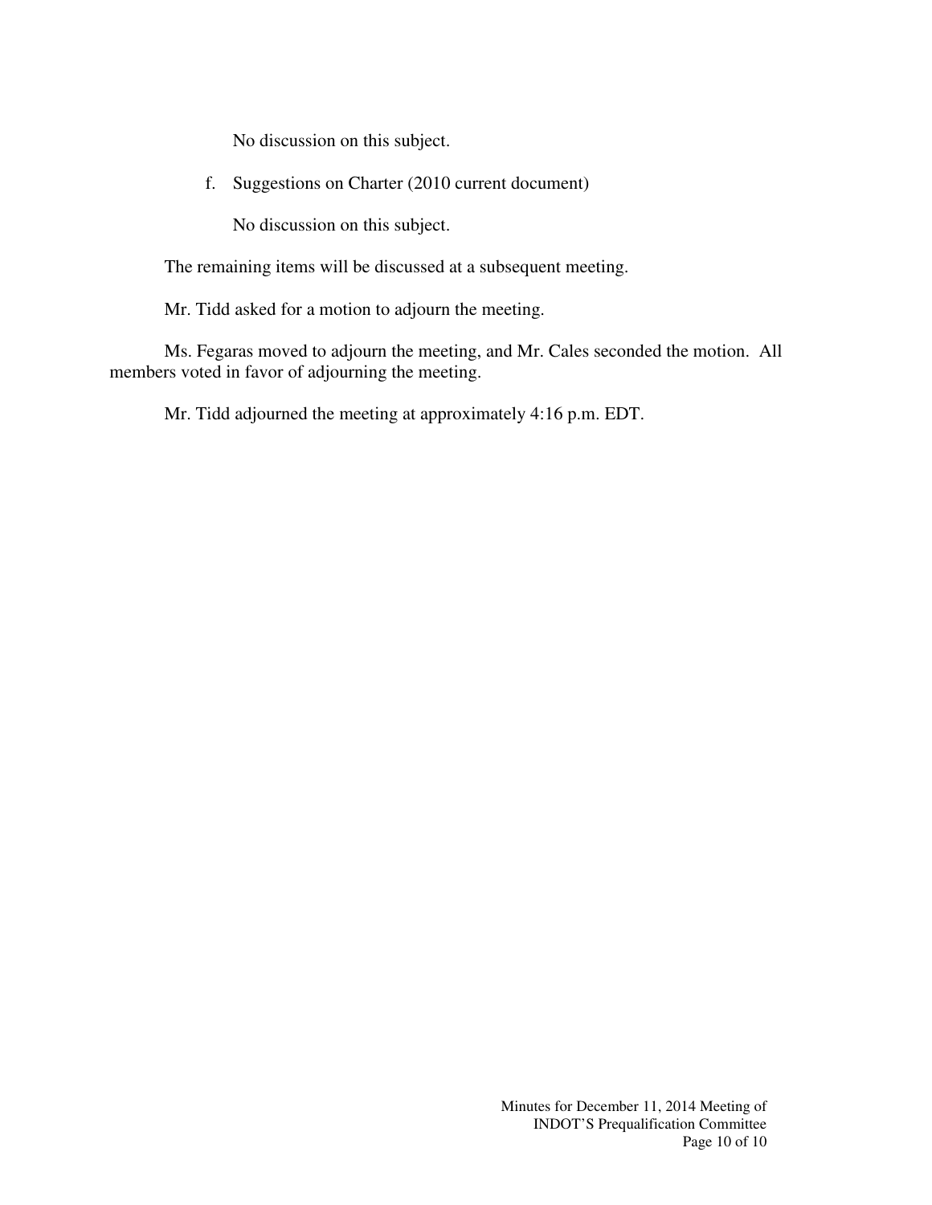No discussion on this subject.

f. Suggestions on Charter (2010 current document)

No discussion on this subject.

The remaining items will be discussed at a subsequent meeting.

Mr. Tidd asked for a motion to adjourn the meeting.

Ms. Fegaras moved to adjourn the meeting, and Mr. Cales seconded the motion. All members voted in favor of adjourning the meeting.

Mr. Tidd adjourned the meeting at approximately 4:16 p.m. EDT.